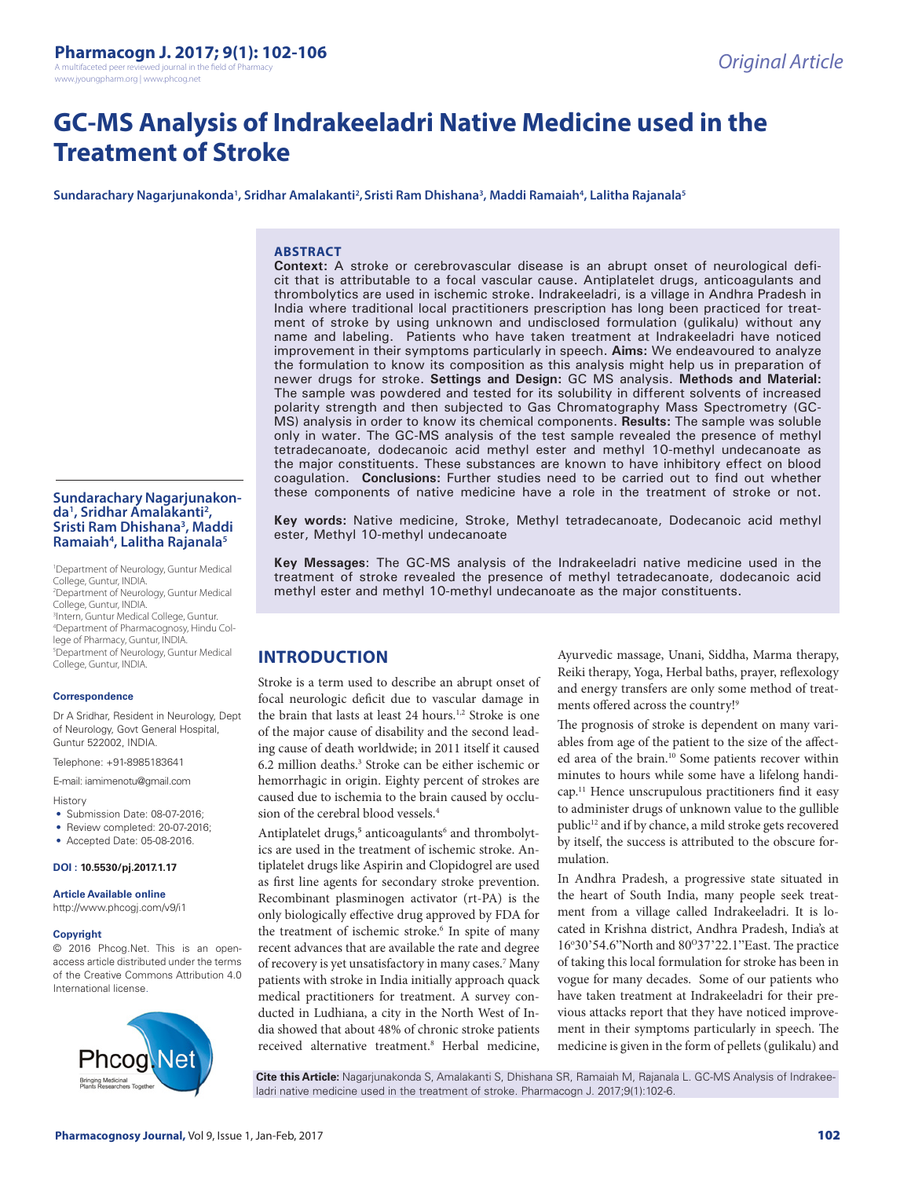# GC-MS Analysis of Indrakeeladri Native Medicine used in the Treatment of Stroke

**Sundarachary Nagarjunakonda[1], Sridhar Amalakanti[2], Sristi Ram Dhishana[3], Maddi Ramaiah[4], Lalitha Rajanala[5]**

## ABSTRACT

**Context:** A stroke or cerebrovascular disease is an abrupt onset of neurological deficit that is attributable to a focal vascular cause. Antiplatelet drugs, anticoagulants and thrombolytics are used in ischemic stroke. Indrakeeladri, is a village in Andhra Pradesh in India where traditional local practitioners prescription has long been practiced for treatment of stroke by using unknown and undisclosed formulation (gulikalu) without any name and labeling. Patients who have taken treatment at Indrakeeladri have noticed improvement in their symptoms particularly in speech. **Aims:** We endeavoured to analyze the formulation to know its composition as this analysis might help us in preparation of newer drugs for stroke. **Settings and Design:** GC MS analysis. **Methods and Material:** The sample was powdered and tested for its solubility in different solvents of increased polarity strength and then subjected to Gas Chromatography Mass Spectrometry (GC-MS) analysis in order to know its chemical components. **Results:** The sample was soluble only in water. The GC-MS analysis of the test sample revealed the presence of methyl tetradecanoate, dodecanoic acid methyl ester and methyl 10-methyl undecanoate as the major constituents. These substances are known to have inhibitory effect on blood coagulation. **Conclusions:** Further studies need to be carried out to find out whether these components of native medicine have a role in the treatment of stroke or not.

**Key words:** Native medicine, Stroke, Methyl tetradecanoate, Dodecanoic acid methyl ester, Methyl 10-methyl undecanoate

**Key Messages**: The GC-MS analysis of the Indrakeeladri native medicine used in the treatment of stroke revealed the presence of methyl tetradecanoate, dodecanoic acid methyl ester and methyl 10-methyl undecanoate as the major constituents.

**Sundarachary Nagarjunakonda[1], Sridhar Amalakanti[2], Sristi Ram Dhishana[3], Maddi Ramaiah[4], Lalitha Rajanala[5]**

[1]Department of Neurology, Guntur Medical College, Guntur, INDIA.
[2]Department of Neurology, Guntur Medical College, Guntur, INDIA.
[3]Intern, Guntur Medical College, Guntur.
[4]Department of Pharmacognosy, Hindu College of Pharmacy, Guntur, INDIA.
[5]Department of Neurology, Guntur Medical College, Guntur, INDIA.

**Correspondence**

Dr A Sridhar, Resident in Neurology, Dept of Neurology, Govt General Hospital, Guntur 522002, INDIA.

Telephone: +91-8985183641

E-mail: iamimenotu@gmail.com

History

- Submission Date: 08-07-2016;
- Review completed: 20-07-2016;
- Accepted Date: 05-08-2016.

**DOI : 10.5530/pj.2017.1.17**

**Article Available online**

http://www.phcogj.com/v9/i1

**Copyright**

© 2016 Phcog.Net. This is an open-access article distributed under the terms of the Creative Commons Attribution 4.0 International license.

## INTRODUCTION

Stroke is a term used to describe an abrupt onset of focal neurologic deficit due to vascular damage in the brain that lasts at least 24 hours.[1,2] Stroke is one of the major cause of disability and the second leading cause of death worldwide; in 2011 itself it caused 6.2 million deaths.[3] Stroke can be either ischemic or hemorrhagic in origin. Eighty percent of strokes are caused due to ischemia to the brain caused by occlusion of the cerebral blood vessels.[4]

Antiplatelet drugs,[5] anticoagulants[6] and thrombolytics are used in the treatment of ischemic stroke. Antiplatelet drugs like Aspirin and Clopidogrel are used as first line agents for secondary stroke prevention. Recombinant plasminogen activator (rt-PA) is the only biologically effective drug approved by FDA for the treatment of ischemic stroke.[6] In spite of many recent advances that are available the rate and degree of recovery is yet unsatisfactory in many cases.[7] Many patients with stroke in India initially approach quack medical practitioners for treatment. A survey conducted in Ludhiana, a city in the North West of India showed that about 48% of chronic stroke patients received alternative treatment.[8] Herbal medicine, Ayurvedic massage, Unani, Siddha, Marma therapy, Reiki therapy, Yoga, Herbal baths, prayer, reflexology and energy transfers are only some method of treatments offered across the country![9]

The prognosis of stroke is dependent on many variables from age of the patient to the size of the affected area of the brain.[10] Some patients recover within minutes to hours while some have a lifelong handicap.[11] Hence unscrupulous practitioners find it easy to administer drugs of unknown value to the gullible public[12] and if by chance, a mild stroke gets recovered by itself, the success is attributed to the obscure formulation.

In Andhra Pradesh, a progressive state situated in the heart of South India, many people seek treatment from a village called Indrakeeladri. It is located in Krishna district, Andhra Pradesh, India's at 16°30'54.6"North and 80°37'22.1"East. The practice of taking this local formulation for stroke has been in vogue for many decades. Some of our patients who have taken treatment at Indrakeeladri for their previous attacks report that they have noticed improvement in their symptoms particularly in speech. The medicine is given in the form of pellets (gulikalu) and

**Cite this Article:** Nagarjunakonda S, Amalakanti S, Dhishana SR, Ramaiah M, Rajanala L. GC-MS Analysis of Indrakeeladri native medicine used in the treatment of stroke. Pharmacogn J. 2017;9(1):102-6.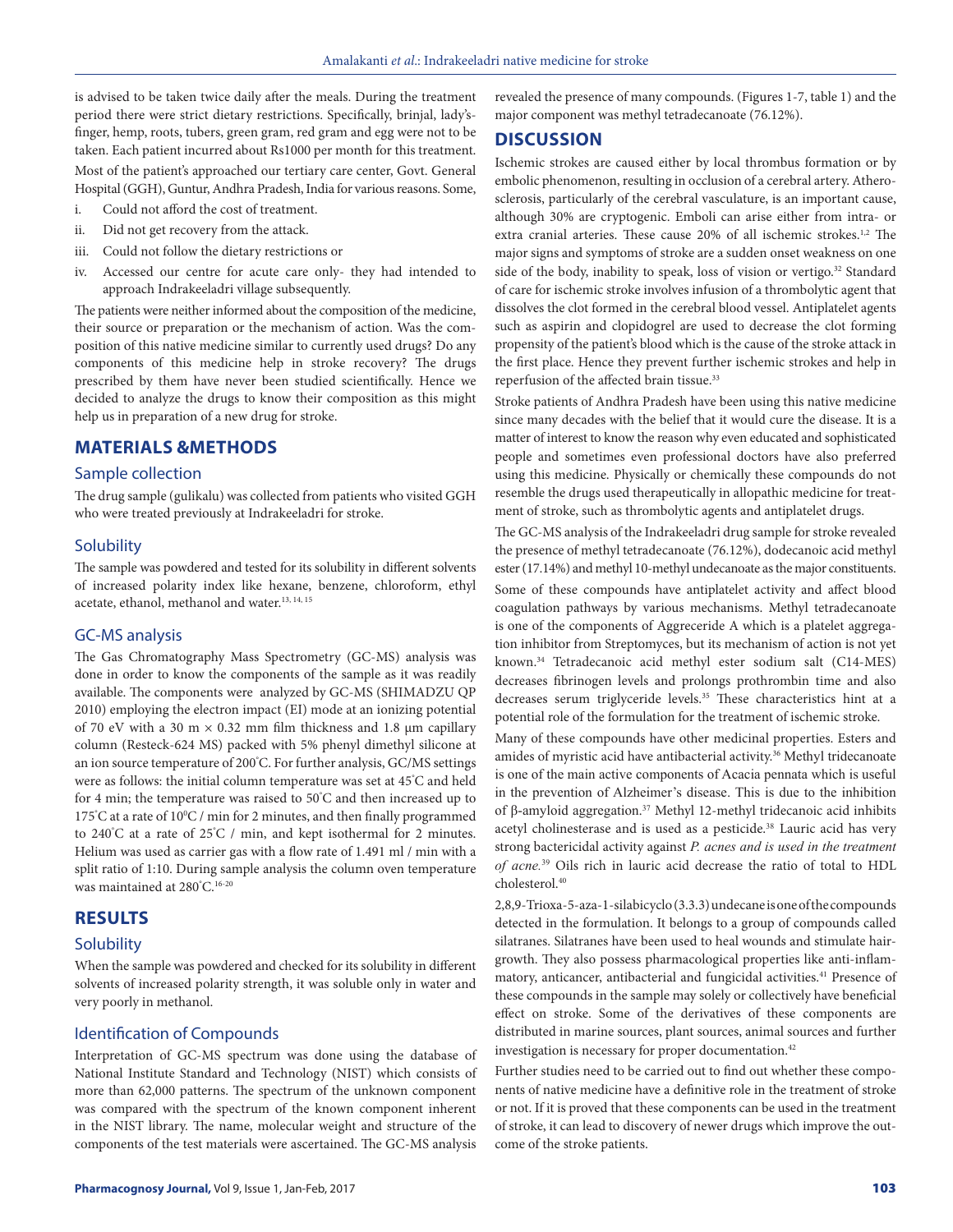is advised to be taken twice daily after the meals. During the treatment period there were strict dietary restrictions. Specifically, brinjal, lady's-finger, hemp, roots, tubers, green gram, red gram and egg were not to be taken. Each patient incurred about Rs1000 per month for this treatment.

Most of the patient's approached our tertiary care center, Govt. General Hospital (GGH), Guntur, Andhra Pradesh, India for various reasons. Some,

i. Could not afford the cost of treatment.
ii. Did not get recovery from the attack.
iii. Could not follow the dietary restrictions or
iv. Accessed our centre for acute care only- they had intended to approach Indrakeeladri village subsequently.

The patients were neither informed about the composition of the medicine, their source or preparation or the mechanism of action. Was the composition of this native medicine similar to currently used drugs? Do any components of this medicine help in stroke recovery? The drugs prescribed by them have never been studied scientifically. Hence we decided to analyze the drugs to know their composition as this might help us in preparation of a new drug for stroke.

## MATERIALS &METHODS

### Sample collection

The drug sample (gulikalu) was collected from patients who visited GGH who were treated previously at Indrakeeladri for stroke.

### Solubility

The sample was powdered and tested for its solubility in different solvents of increased polarity index like hexane, benzene, chloroform, ethyl acetate, ethanol, methanol and water.[13, 14, 15]

### GC-MS analysis

The Gas Chromatography Mass Spectrometry (GC-MS) analysis was done in order to know the components of the sample as it was readily available. The components were analyzed by GC-MS (SHIMADZU QP 2010) employing the electron impact (EI) mode at an ionizing potential of 70 eV with a 30 m × 0.32 mm film thickness and 1.8 µm capillary column (Resteck-624 MS) packed with 5% phenyl dimethyl silicone at an ion source temperature of 200°C. For further analysis, GC/MS settings were as follows: the initial column temperature was set at 45°C and held for 4 min; the temperature was raised to 50°C and then increased up to 175°C at a rate of 10°C / min for 2 minutes, and then finally programmed to 240°C at a rate of 25°C / min, and kept isothermal for 2 minutes. Helium was used as carrier gas with a flow rate of 1.491 ml / min with a split ratio of 1:10. During sample analysis the column oven temperature was maintained at 280°C.[16-20]

## RESULTS

### Solubility

When the sample was powdered and checked for its solubility in different solvents of increased polarity strength, it was soluble only in water and very poorly in methanol.

### Identification of Compounds

Interpretation of GC-MS spectrum was done using the database of National Institute Standard and Technology (NIST) which consists of more than 62,000 patterns. The spectrum of the unknown component was compared with the spectrum of the known component inherent in the NIST library. The name, molecular weight and structure of the components of the test materials were ascertained. The GC-MS analysis revealed the presence of many compounds. (Figures 1-7, table 1) and the major component was methyl tetradecanoate (76.12%).

## DISCUSSION

Ischemic strokes are caused either by local thrombus formation or by embolic phenomenon, resulting in occlusion of a cerebral artery. Atherosclerosis, particularly of the cerebral vasculature, is an important cause, although 30% are cryptogenic. Emboli can arise either from intra- or extra cranial arteries. These cause 20% of all ischemic strokes.[1,2] The major signs and symptoms of stroke are a sudden onset weakness on one side of the body, inability to speak, loss of vision or vertigo.[32] Standard of care for ischemic stroke involves infusion of a thrombolytic agent that dissolves the clot formed in the cerebral blood vessel. Antiplatelet agents such as aspirin and clopidogrel are used to decrease the clot forming propensity of the patient's blood which is the cause of the stroke attack in the first place. Hence they prevent further ischemic strokes and help in reperfusion of the affected brain tissue.[33]

Stroke patients of Andhra Pradesh have been using this native medicine since many decades with the belief that it would cure the disease. It is a matter of interest to know the reason why even educated and sophisticated people and sometimes even professional doctors have also preferred using this medicine. Physically or chemically these compounds do not resemble the drugs used therapeutically in allopathic medicine for treatment of stroke, such as thrombolytic agents and antiplatelet drugs.

The GC-MS analysis of the Indrakeeladri drug sample for stroke revealed the presence of methyl tetradecanoate (76.12%), dodecanoic acid methyl ester (17.14%) and methyl 10-methyl undecanoate as the major constituents.

Some of these compounds have antiplatelet activity and affect blood coagulation pathways by various mechanisms. Methyl tetradecanoate is one of the components of Aggreceride A which is a platelet aggregation inhibitor from Streptomyces, but its mechanism of action is not yet known.[34] Tetradecanoic acid methyl ester sodium salt (C14-MES) decreases fibrinogen levels and prolongs prothrombin time and also decreases serum triglyceride levels.[35] These characteristics hint at a potential role of the formulation for the treatment of ischemic stroke.

Many of these compounds have other medicinal properties. Esters and amides of myristic acid have antibacterial activity.[36] Methyl tridecanoate is one of the main active components of Acacia pennata which is useful in the prevention of Alzheimer's disease. This is due to the inhibition of β-amyloid aggregation.[37] Methyl 12-methyl tridecanoic acid inhibits acetyl cholinesterase and is used as a pesticide.[38] Lauric acid has very strong bactericidal activity against *P. acnes and is used in the treatment of acne.*[39] Oils rich in lauric acid decrease the ratio of total to HDL cholesterol.[40]

2,8,9-Trioxa-5-aza-1-silabicyclo (3.3.3) undecane is one of the compounds detected in the formulation. It belongs to a group of compounds called silatranes. Silatranes have been used to heal wounds and stimulate hair-growth. They also possess pharmacological properties like anti-inflammatory, anticancer, antibacterial and fungicidal activities.[41] Presence of these compounds in the sample may solely or collectively have beneficial effect on stroke. Some of the derivatives of these components are distributed in marine sources, plant sources, animal sources and further investigation is necessary for proper documentation.[42]

Further studies need to be carried out to find out whether these components of native medicine have a definitive role in the treatment of stroke or not. If it is proved that these components can be used in the treatment of stroke, it can lead to discovery of newer drugs which improve the outcome of the stroke patients.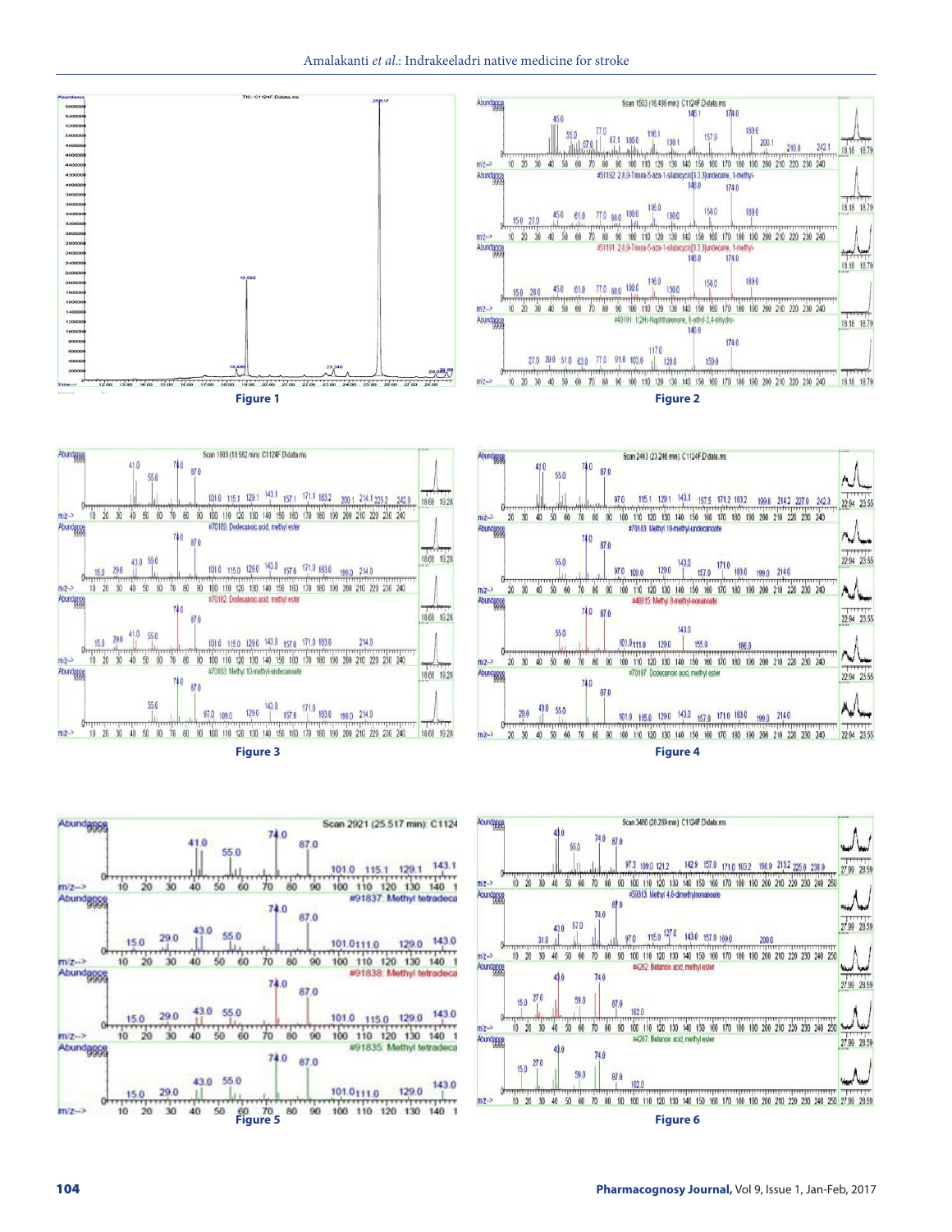Figure 1

Figure 2

Figure 3

Figure 4

Figure 5

Figure 6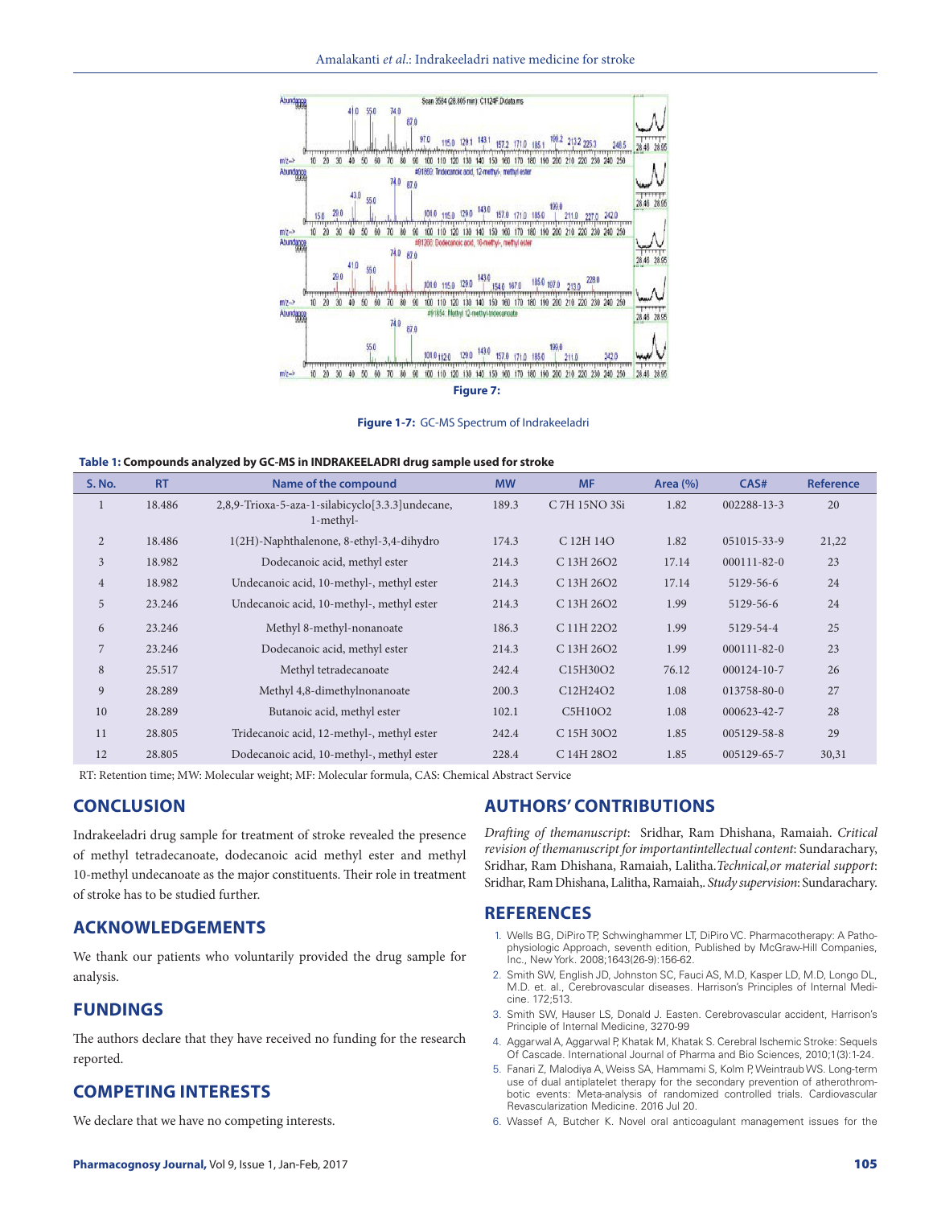Figure 7:

**Figure 1-7:** GC-MS Spectrum of Indrakeeladri

**Table 1: Compounds analyzed by GC-MS in INDRAKEELADRI drug sample used for stroke**

| S. No. | RT | Name of the compound | MW | MF | Area (%) | CAS# | Reference |
|---|---|---|---|---|---|---|---|
| 1 | 18.486 | 2,8,9-Trioxa-5-aza-1-silabicyclo[3.3.3]undecane, 1-methyl- | 189.3 | $C_7H_{15}NO_3Si$ | 1.82 | 002288-13-3 | 20 |
| 2 | 18.486 | 1(2H)-Naphthalenone, 8-ethyl-3,4-dihydro | 174.3 | $C_{12}H_{14}O$ | 1.82 | 051015-33-9 | 21,22 |
| 3 | 18.982 | Dodecanoic acid, methyl ester | 214.3 | $C_{13}H_{26}O_2$ | 17.14 | 000111-82-0 | 23 |
| 4 | 18.982 | Undecanoic acid, 10-methyl-, methyl ester | 214.3 | $C_{13}H_{26}O_2$ | 17.14 | 5129-56-6 | 24 |
| 5 | 23.246 | Undecanoic acid, 10-methyl-, methyl ester | 214.3 | $C_{13}H_{26}O_2$ | 1.99 | 5129-56-6 | 24 |
| 6 | 23.246 | Methyl 8-methyl-nonanoate | 186.3 | $C_{11}H_{22}O_2$ | 1.99 | 5129-54-4 | 25 |
| 7 | 23.246 | Dodecanoic acid, methyl ester | 214.3 | $C_{13}H_{26}O_2$ | 1.99 | 000111-82-0 | 23 |
| 8 | 25.517 | Methyl tetradecanoate | 242.4 | $C_{15}H_{30}O_2$ | 76.12 | 000124-10-7 | 26 |
| 9 | 28.289 | Methyl 4,8-dimethylnonanoate | 200.3 | $C_{12}H_{24}O_2$ | 1.08 | 013758-80-0 | 27 |
| 10 | 28.289 | Butanoic acid, methyl ester | 102.1 | $C_5H_{10}O_2$ | 1.08 | 000623-42-7 | 28 |
| 11 | 28.805 | Tridecanoic acid, 12-methyl-, methyl ester | 242.4 | $C_{15}H_{30}O_2$ | 1.85 | 005129-58-8 | 29 |
| 12 | 28.805 | Dodecanoic acid, 10-methyl-, methyl ester | 228.4 | $C_{14}H_{28}O_2$ | 1.85 | 005129-65-7 | 30,31 |

RT: Retention time; MW: Molecular weight; MF: Molecular formula, CAS: Chemical Abstract Service

## CONCLUSION

Indrakeeladri drug sample for treatment of stroke revealed the presence of methyl tetradecanoate, dodecanoic acid methyl ester and methyl 10-methyl undecanoate as the major constituents. Their role in treatment of stroke has to be studied further.

## ACKNOWLEDGEMENTS

We thank our patients who voluntarily provided the drug sample for analysis.

## FUNDINGS

The authors declare that they have received no funding for the research reported.

## COMPETING INTERESTS

We declare that we have no competing interests.

## AUTHORS' CONTRIBUTIONS

*Drafting of themanuscript*: Sridhar, Ram Dhishana, Ramaiah. *Critical revision of themanuscript for importantintellectual content*: Sundarachary, Sridhar, Ram Dhishana, Ramaiah, Lalitha.*Technical,or material support*: Sridhar, Ram Dhishana, Lalitha, Ramaiah,. *Study supervision*: Sundarachary.

## REFERENCES

1. Wells BG, DiPiro TP, Schwinghammer LT, DiPiro VC. Pharmacotherapy: A Pathophysiologic Approach, seventh edition, Published by McGraw-Hill Companies, Inc., New York. 2008;1643(26-9):156-62.
2. Smith SW, English JD, Johnston SC, Fauci AS, M.D, Kasper LD, M.D, Longo DL, M.D. et. al., Cerebrovascular diseases. Harrison's Principles of Internal Medicine. 172;513.
3. Smith SW, Hauser LS, Donald J. Easten. Cerebrovascular accident, Harrison's Principle of Internal Medicine, 3270-99
4. Aggarwal A, Aggarwal P, Khatak M, Khatak S. Cerebral Ischemic Stroke: Sequels Of Cascade. International Journal of Pharma and Bio Sciences, 2010;1(3):1-24.
5. Fanari Z, Malodiya A, Weiss SA, Hammami S, Kolm P, Weintraub WS. Long-term use of dual antiplatelet therapy for the secondary prevention of atherothrombotic events: Meta-analysis of randomized controlled trials. Cardiovascular Revascularization Medicine. 2016 Jul 20.
6. Wassef A, Butcher K. Novel oral anticoagulant management issues for the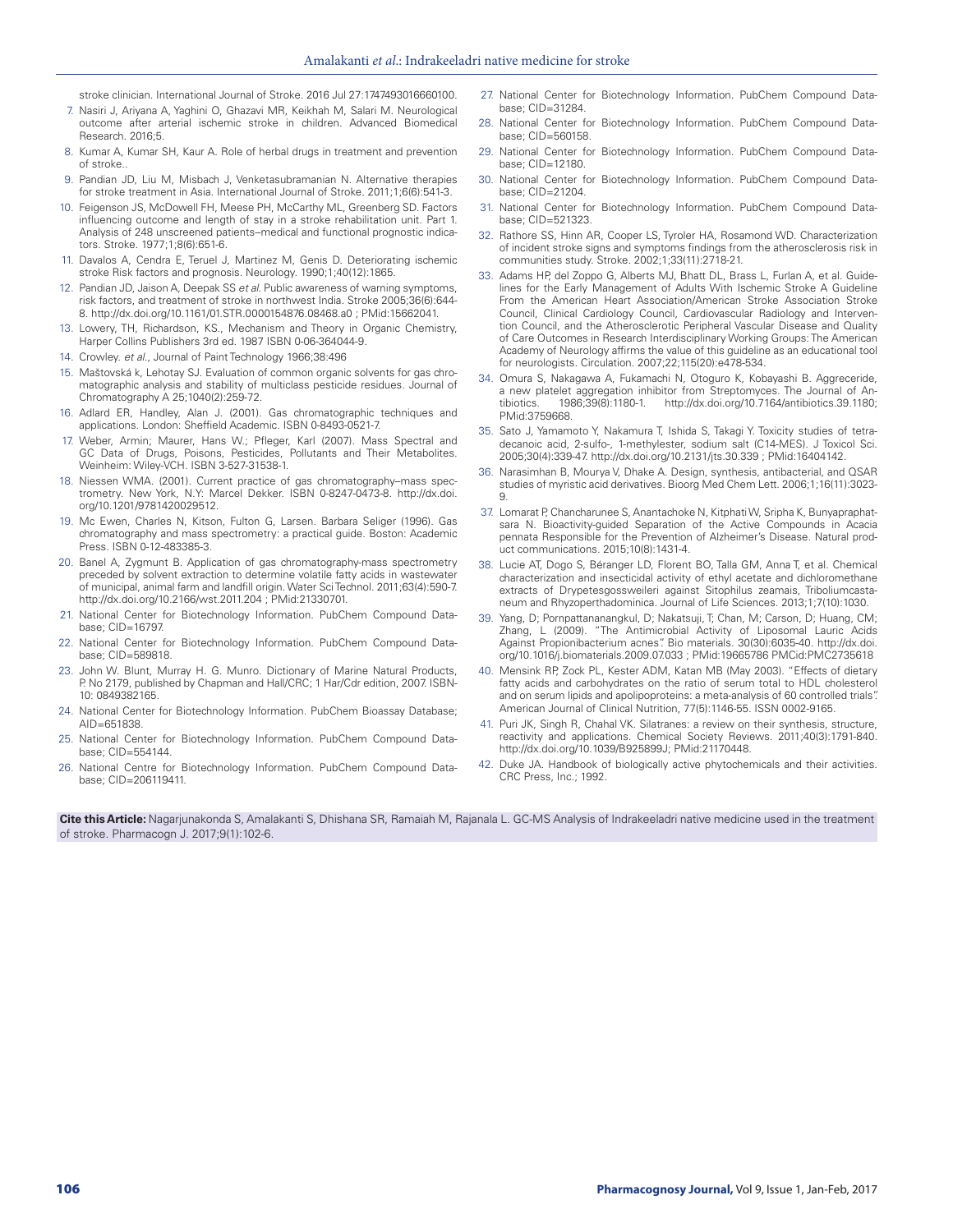stroke clinician. International Journal of Stroke. 2016 Jul 27:1747493016660100.

7. Nasiri J, Ariyana A, Yaghini O, Ghazavi MR, Keikhah M, Salari M. Neurological outcome after arterial ischemic stroke in children. Advanced Biomedical Research. 2016;5.
8. Kumar A, Kumar SH, Kaur A. Role of herbal drugs in treatment and prevention of stroke..
9. Pandian JD, Liu M, Misbach J, Venketasubramanian N. Alternative therapies for stroke treatment in Asia. International Journal of Stroke. 2011;1;6(6):541-3.
10. Feigenson JS, McDowell FH, Meese PH, McCarthy ML, Greenberg SD. Factors influencing outcome and length of stay in a stroke rehabilitation unit. Part 1. Analysis of 248 unscreened patients--medical and functional prognostic indicators. Stroke. 1977;1;8(6):651-6.
11. Davalos A, Cendra E, Teruel J, Martinez M, Genis D. Deteriorating ischemic stroke Risk factors and prognosis. Neurology. 1990;1;40(12):1865.
12. Pandian JD, Jaison A, Deepak SS *et al*. Public awareness of warning symptoms, risk factors, and treatment of stroke in northwest India. Stroke 2005;36(6):644-8. http://dx.doi.org/10.1161/01.STR.0000154876.08468.a0 ; PMid:15662041.
13. Lowery, TH, Richardson, KS., Mechanism and Theory in Organic Chemistry, Harper Collins Publishers 3rd ed. 1987 ISBN 0-06-364044-9.
14. Crowley. *et al*., Journal of Paint Technology 1966;38:496
15. Maštovská k, Lehotay SJ. Evaluation of common organic solvents for gas chromatographic analysis and stability of multiclass pesticide residues. Journal of Chromatography A 25;1040(2):259-72.
16. Adlard ER, Handley, Alan J. (2001). Gas chromatographic techniques and applications. London: Sheffield Academic. ISBN 0-8493-0521-7.
17. Weber, Armin; Maurer, Hans W.; Pfleger, Karl (2007). Mass Spectral and GC Data of Drugs, Poisons, Pesticides, Pollutants and Their Metabolites. Weinheim: Wiley-VCH. ISBN 3-527-31538-1.
18. Niessen WMA. (2001). Current practice of gas chromatography–mass spectrometry. New York, N.Y: Marcel Dekker. ISBN 0-8247-0473-8. http://dx.doi.org/10.1201/9781420029512.
19. Mc Ewen, Charles N, Kitson, Fulton G, Larsen. Barbara Seliger (1996). Gas chromatography and mass spectrometry: a practical guide. Boston: Academic Press. ISBN 0-12-483385-3.
20. Banel A, Zygmunt B. Application of gas chromatography-mass spectrometry preceded by solvent extraction to determine volatile fatty acids in wastewater of municipal, animal farm and landfill origin. Water Sci Technol. 2011;63(4):590-7. http://dx.doi.org/10.2166/wst.2011.204 ; PMid:21330701.
21. National Center for Biotechnology Information. PubChem Compound Database; CID=16797.
22. National Center for Biotechnology Information. PubChem Compound Database; CID=589818.
23. John W. Blunt, Murray H. G. Munro. Dictionary of Marine Natural Products, P. No 2179, published by Chapman and Hall/CRC; 1 Har/Cdr edition, 2007. ISBN-10: 0849382165.
24. National Center for Biotechnology Information. PubChem Bioassay Database; AID=651838.
25. National Center for Biotechnology Information. PubChem Compound Database; CID=554144.
26. National Centre for Biotechnology Information. PubChem Compound Database; CID=206119411.
27. National Center for Biotechnology Information. PubChem Compound Database; CID=31284.
28. National Center for Biotechnology Information. PubChem Compound Database; CID=560158.
29. National Center for Biotechnology Information. PubChem Compound Database; CID=12180.
30. National Center for Biotechnology Information. PubChem Compound Database; CID=21204.
31. National Center for Biotechnology Information. PubChem Compound Database; CID=521323.
32. Rathore SS, Hinn AR, Cooper LS, Tyroler HA, Rosamond WD. Characterization of incident stroke signs and symptoms findings from the atherosclerosis risk in communities study. Stroke. 2002;1;33(11):2718-21.
33. Adams HP, del Zoppo G, Alberts MJ, Bhatt DL, Brass L, Furlan A, et al. Guidelines for the Early Management of Adults With Ischemic Stroke A Guideline From the American Heart Association/American Stroke Association Stroke Council, Clinical Cardiology Council, Cardiovascular Radiology and Intervention Council, and the Atherosclerotic Peripheral Vascular Disease and Quality of Care Outcomes in Research Interdisciplinary Working Groups: The American Academy of Neurology affirms the value of this guideline as an educational tool for neurologists. Circulation. 2007;22;115(20):e478-534.
34. Omura S, Nakagawa A, Fukamachi N, Otoguro K, Kobayashi B. Aggreceride, a new platelet aggregation inhibitor from Streptomyces. The Journal of Antibiotics. 1986;39(8):1180-1. http://dx.doi.org/10.7164/antibiotics.39.1180; PMid:3759668.
35. Sato J, Yamamoto Y, Nakamura T, Ishida S, Takagi Y. Toxicity studies of tetradecanoic acid, 2-sulfo-, 1-methylester, sodium salt (C14-MES). J Toxicol Sci. 2005;30(4):339-47. http://dx.doi.org/10.2131/jts.30.339 ; PMid:16404142.
36. Narasimhan B, Mourya V, Dhake A. Design, synthesis, antibacterial, and QSAR studies of myristic acid derivatives. Bioorg Med Chem Lett. 2006;1;16(11):3023-9.
37. Lomarat P, Chancharunee S, Anantachoke N, Kitphati W, Sripha K, Bunyapraphatsara N. Bioactivity-guided Separation of the Active Compounds in Acacia pennata Responsible for the Prevention of Alzheimer's Disease. Natural product communications. 2015;10(8):1431-4.
38. Lucie AT, Dogo S, Béranger LD, Florent BO, Talla GM, Anna T, et al. Chemical characterization and insecticidal activity of ethyl acetate and dichloromethane extracts of Drypetesgossweileri against Sitophilus zeamais, Triboliumcastaneum and Rhyzoperthadominica. Journal of Life Sciences. 2013;1;7(10):1030.
39. Yang, D; Pornpattananangkul, D; Nakatsuji, T; Chan, M; Carson, D; Huang, CM; Zhang, L (2009). "The Antimicrobial Activity of Liposomal Lauric Acids Against Propionibacterium acnes". Bio materials. 30(30):6035-40. http://dx.doi.org/10.1016/j.biomaterials.2009.07.033 ; PMid:19665786 PMCid:PMC2735618
40. Mensink RP, Zock PL, Kester ADM, Katan MB (May 2003). "Effects of dietary fatty acids and carbohydrates on the ratio of serum total to HDL cholesterol and on serum lipids and apolipoproteins: a meta-analysis of 60 controlled trials". American Journal of Clinical Nutrition, 77(5):1146-55. ISSN 0002-9165.
41. Puri JK, Singh R, Chahal VK. Silatranes: a review on their synthesis, structure, reactivity and applications. Chemical Society Reviews. 2011;40(3):1791-840. http://dx.doi.org/10.1039/B925899J; PMid:21170448.
42. Duke JA. Handbook of biologically active phytochemicals and their activities. CRC Press, Inc.; 1992.

**Cite this Article:** Nagarjunakonda S, Amalakanti S, Dhishana SR, Ramaiah M, Rajanala L. GC-MS Analysis of Indrakeeladri native medicine used in the treatment of stroke. Pharmacogn J. 2017;9(1):102-6.